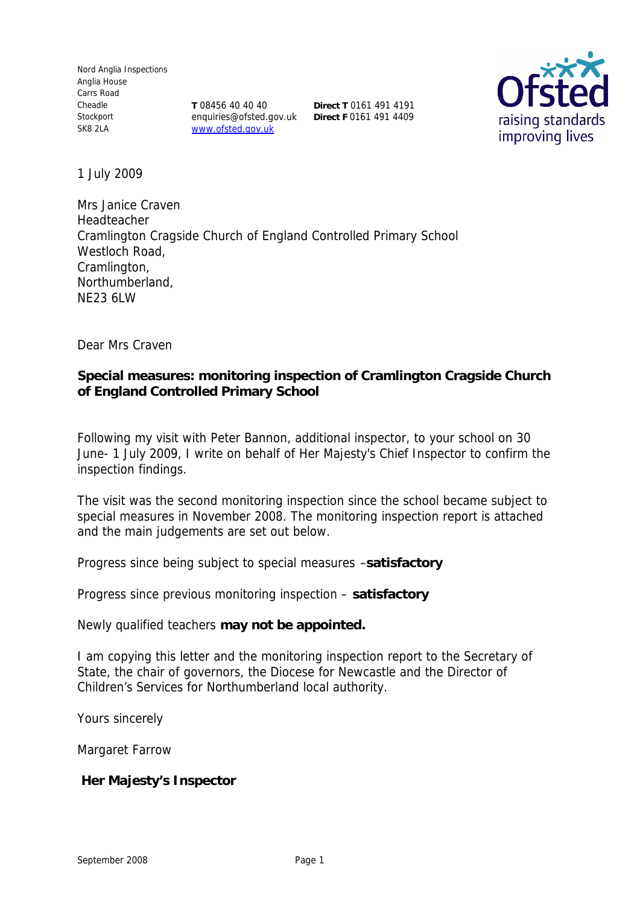Nord Anglia Inspections
Anglia House
Carrs Road
Cheadle
Stockport
SK8 2LA

**T** 08456 40 40 40
enquiries@ofsted.gov.uk
www.ofsted.gov.uk

**Direct T** 0161 491 4191
**Direct F** 0161 491 4409

1 July 2009

Mrs Janice Craven
Headteacher
Cramlington Cragside Church of England Controlled Primary School
Westloch Road,
Cramlington,
Northumberland,
NE23 6LW

Dear Mrs Craven

**Special measures: monitoring inspection of Cramlington Cragside Church of England Controlled Primary School**

Following my visit with Peter Bannon, additional inspector, to your school on 30 June- 1 July 2009, I write on behalf of Her Majesty's Chief Inspector to confirm the inspection findings.

The visit was the second monitoring inspection since the school became subject to special measures in November 2008. The monitoring inspection report is attached and the main judgements are set out below.

Progress since being subject to special measures –**satisfactory**

Progress since previous monitoring inspection – **satisfactory**

Newly qualified teachers **may not be appointed.**

I am copying this letter and the monitoring inspection report to the Secretary of State, the chair of governors, the Diocese for Newcastle and the Director of Children's Services for Northumberland local authority.

Yours sincerely

Margaret Farrow

**Her Majesty's Inspector**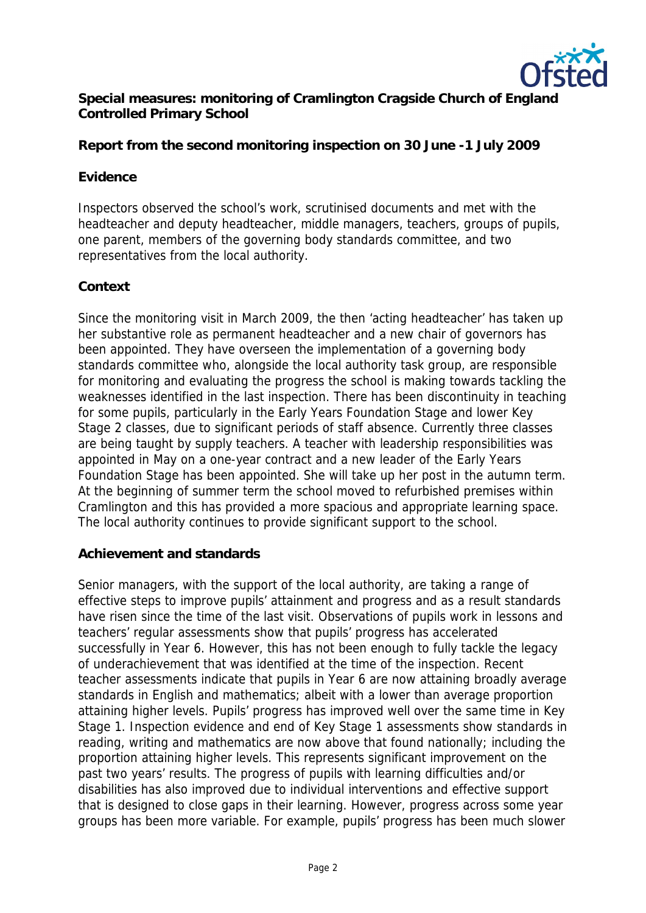**Special measures: monitoring of Cramlington Cragside Church of England Controlled Primary School**

**Report from the second monitoring inspection on 30 June -1 July 2009**

**Evidence**

Inspectors observed the school's work, scrutinised documents and met with the headteacher and deputy headteacher, middle managers, teachers, groups of pupils, one parent, members of the governing body standards committee, and two representatives from the local authority.

**Context**

Since the monitoring visit in March 2009, the then 'acting headteacher' has taken up her substantive role as permanent headteacher and a new chair of governors has been appointed. They have overseen the implementation of a governing body standards committee who, alongside the local authority task group, are responsible for monitoring and evaluating the progress the school is making towards tackling the weaknesses identified in the last inspection. There has been discontinuity in teaching for some pupils, particularly in the Early Years Foundation Stage and lower Key Stage 2 classes, due to significant periods of staff absence. Currently three classes are being taught by supply teachers. A teacher with leadership responsibilities was appointed in May on a one-year contract and a new leader of the Early Years Foundation Stage has been appointed. She will take up her post in the autumn term. At the beginning of summer term the school moved to refurbished premises within Cramlington and this has provided a more spacious and appropriate learning space. The local authority continues to provide significant support to the school.

**Achievement and standards**

Senior managers, with the support of the local authority, are taking a range of effective steps to improve pupils' attainment and progress and as a result standards have risen since the time of the last visit. Observations of pupils work in lessons and teachers' regular assessments show that pupils' progress has accelerated successfully in Year 6. However, this has not been enough to fully tackle the legacy of underachievement that was identified at the time of the inspection. Recent teacher assessments indicate that pupils in Year 6 are now attaining broadly average standards in English and mathematics; albeit with a lower than average proportion attaining higher levels. Pupils' progress has improved well over the same time in Key Stage 1. Inspection evidence and end of Key Stage 1 assessments show standards in reading, writing and mathematics are now above that found nationally; including the proportion attaining higher levels. This represents significant improvement on the past two years' results. The progress of pupils with learning difficulties and/or disabilities has also improved due to individual interventions and effective support that is designed to close gaps in their learning. However, progress across some year groups has been more variable. For example, pupils' progress has been much slower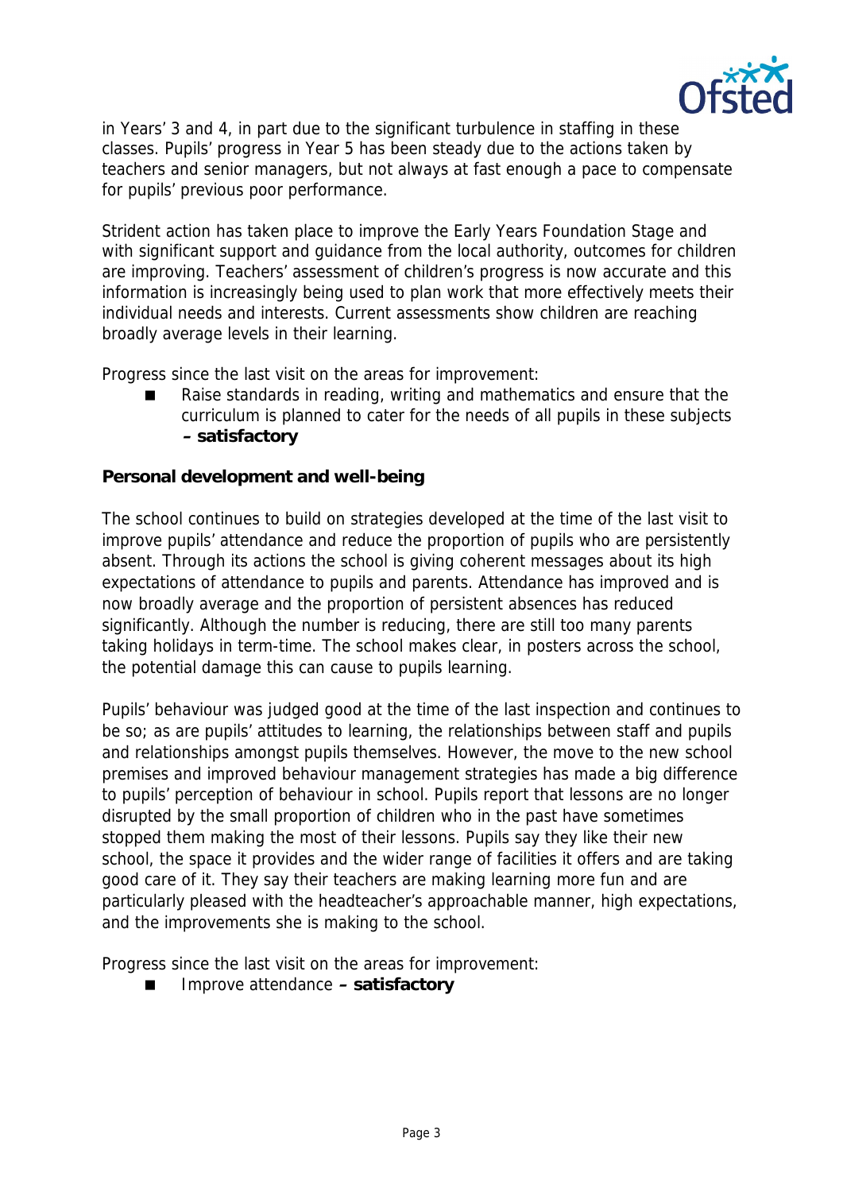in Years' 3 and 4, in part due to the significant turbulence in staffing in these classes. Pupils' progress in Year 5 has been steady due to the actions taken by teachers and senior managers, but not always at fast enough a pace to compensate for pupils' previous poor performance.

Strident action has taken place to improve the Early Years Foundation Stage and with significant support and guidance from the local authority, outcomes for children are improving. Teachers' assessment of children's progress is now accurate and this information is increasingly being used to plan work that more effectively meets their individual needs and interests. Current assessments show children are reaching broadly average levels in their learning.

Progress since the last visit on the areas for improvement:

- Raise standards in reading, writing and mathematics and ensure that the curriculum is planned to cater for the needs of all pupils in these subjects **– satisfactory**

**Personal development and well-being**

The school continues to build on strategies developed at the time of the last visit to improve pupils' attendance and reduce the proportion of pupils who are persistently absent. Through its actions the school is giving coherent messages about its high expectations of attendance to pupils and parents. Attendance has improved and is now broadly average and the proportion of persistent absences has reduced significantly. Although the number is reducing, there are still too many parents taking holidays in term-time. The school makes clear, in posters across the school, the potential damage this can cause to pupils learning.

Pupils' behaviour was judged good at the time of the last inspection and continues to be so; as are pupils' attitudes to learning, the relationships between staff and pupils and relationships amongst pupils themselves. However, the move to the new school premises and improved behaviour management strategies has made a big difference to pupils' perception of behaviour in school. Pupils report that lessons are no longer disrupted by the small proportion of children who in the past have sometimes stopped them making the most of their lessons. Pupils say they like their new school, the space it provides and the wider range of facilities it offers and are taking good care of it. They say their teachers are making learning more fun and are particularly pleased with the headteacher's approachable manner, high expectations, and the improvements she is making to the school.

Progress since the last visit on the areas for improvement:

- Improve attendance **– satisfactory**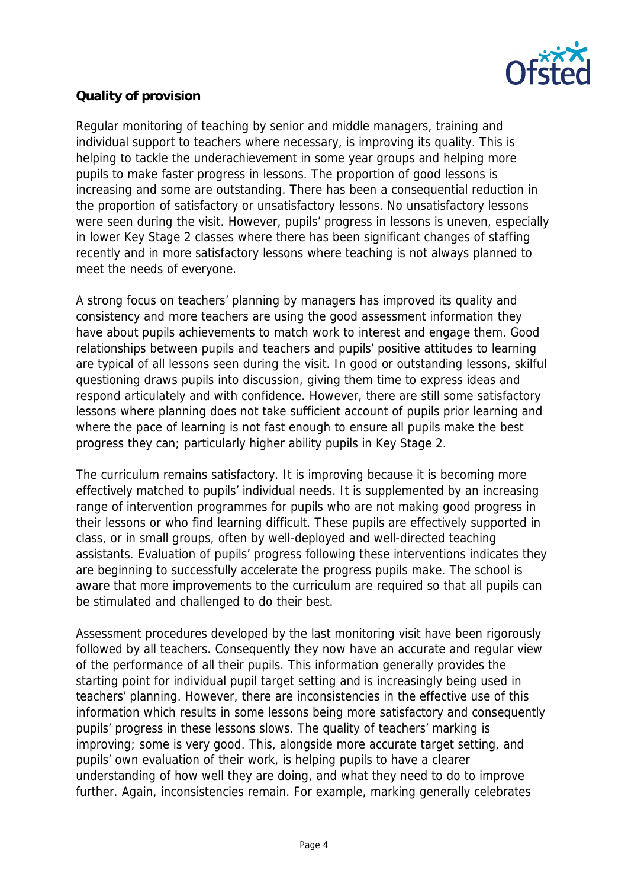**Quality of provision**

Regular monitoring of teaching by senior and middle managers, training and individual support to teachers where necessary, is improving its quality. This is helping to tackle the underachievement in some year groups and helping more pupils to make faster progress in lessons. The proportion of good lessons is increasing and some are outstanding. There has been a consequential reduction in the proportion of satisfactory or unsatisfactory lessons. No unsatisfactory lessons were seen during the visit. However, pupils' progress in lessons is uneven, especially in lower Key Stage 2 classes where there has been significant changes of staffing recently and in more satisfactory lessons where teaching is not always planned to meet the needs of everyone.

A strong focus on teachers' planning by managers has improved its quality and consistency and more teachers are using the good assessment information they have about pupils achievements to match work to interest and engage them. Good relationships between pupils and teachers and pupils' positive attitudes to learning are typical of all lessons seen during the visit. In good or outstanding lessons, skilful questioning draws pupils into discussion, giving them time to express ideas and respond articulately and with confidence. However, there are still some satisfactory lessons where planning does not take sufficient account of pupils prior learning and where the pace of learning is not fast enough to ensure all pupils make the best progress they can; particularly higher ability pupils in Key Stage 2.

The curriculum remains satisfactory. It is improving because it is becoming more effectively matched to pupils' individual needs. It is supplemented by an increasing range of intervention programmes for pupils who are not making good progress in their lessons or who find learning difficult. These pupils are effectively supported in class, or in small groups, often by well-deployed and well-directed teaching assistants. Evaluation of pupils' progress following these interventions indicates they are beginning to successfully accelerate the progress pupils make. The school is aware that more improvements to the curriculum are required so that all pupils can be stimulated and challenged to do their best.

Assessment procedures developed by the last monitoring visit have been rigorously followed by all teachers. Consequently they now have an accurate and regular view of the performance of all their pupils. This information generally provides the starting point for individual pupil target setting and is increasingly being used in teachers' planning. However, there are inconsistencies in the effective use of this information which results in some lessons being more satisfactory and consequently pupils' progress in these lessons slows. The quality of teachers' marking is improving; some is very good. This, alongside more accurate target setting, and pupils' own evaluation of their work, is helping pupils to have a clearer understanding of how well they are doing, and what they need to do to improve further. Again, inconsistencies remain. For example, marking generally celebrates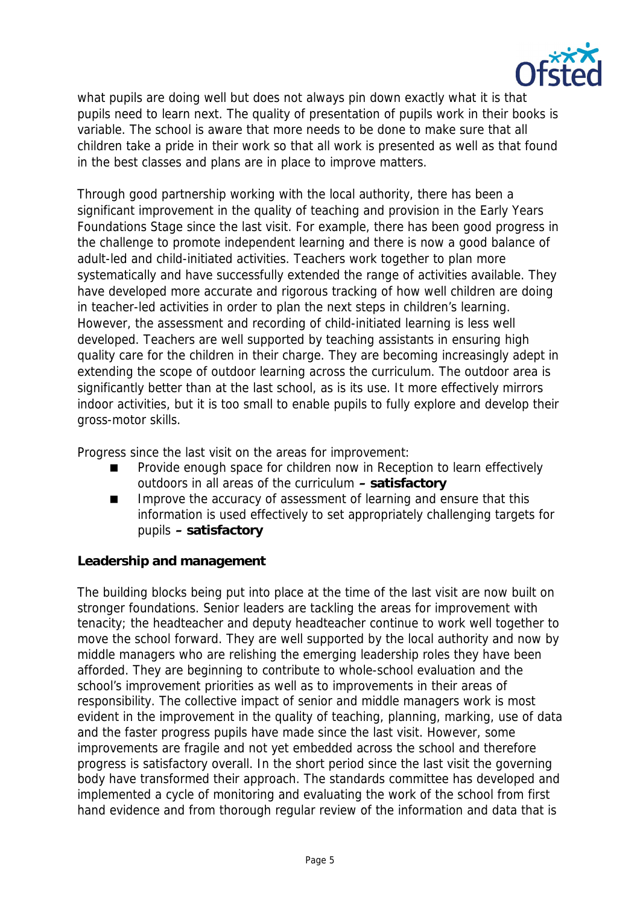what pupils are doing well but does not always pin down exactly what it is that pupils need to learn next. The quality of presentation of pupils work in their books is variable. The school is aware that more needs to be done to make sure that all children take a pride in their work so that all work is presented as well as that found in the best classes and plans are in place to improve matters.

Through good partnership working with the local authority, there has been a significant improvement in the quality of teaching and provision in the Early Years Foundations Stage since the last visit. For example, there has been good progress in the challenge to promote independent learning and there is now a good balance of adult-led and child-initiated activities. Teachers work together to plan more systematically and have successfully extended the range of activities available. They have developed more accurate and rigorous tracking of how well children are doing in teacher-led activities in order to plan the next steps in children's learning. However, the assessment and recording of child-initiated learning is less well developed. Teachers are well supported by teaching assistants in ensuring high quality care for the children in their charge. They are becoming increasingly adept in extending the scope of outdoor learning across the curriculum. The outdoor area is significantly better than at the last school, as is its use. It more effectively mirrors indoor activities, but it is too small to enable pupils to fully explore and develop their gross-motor skills.

Progress since the last visit on the areas for improvement:

- Provide enough space for children now in Reception to learn effectively outdoors in all areas of the curriculum **– satisfactory**
- Improve the accuracy of assessment of learning and ensure that this information is used effectively to set appropriately challenging targets for pupils **– satisfactory**

**Leadership and management**

The building blocks being put into place at the time of the last visit are now built on stronger foundations. Senior leaders are tackling the areas for improvement with tenacity; the headteacher and deputy headteacher continue to work well together to move the school forward. They are well supported by the local authority and now by middle managers who are relishing the emerging leadership roles they have been afforded. They are beginning to contribute to whole-school evaluation and the school's improvement priorities as well as to improvements in their areas of responsibility. The collective impact of senior and middle managers work is most evident in the improvement in the quality of teaching, planning, marking, use of data and the faster progress pupils have made since the last visit. However, some improvements are fragile and not yet embedded across the school and therefore progress is satisfactory overall. In the short period since the last visit the governing body have transformed their approach. The standards committee has developed and implemented a cycle of monitoring and evaluating the work of the school from first hand evidence and from thorough regular review of the information and data that is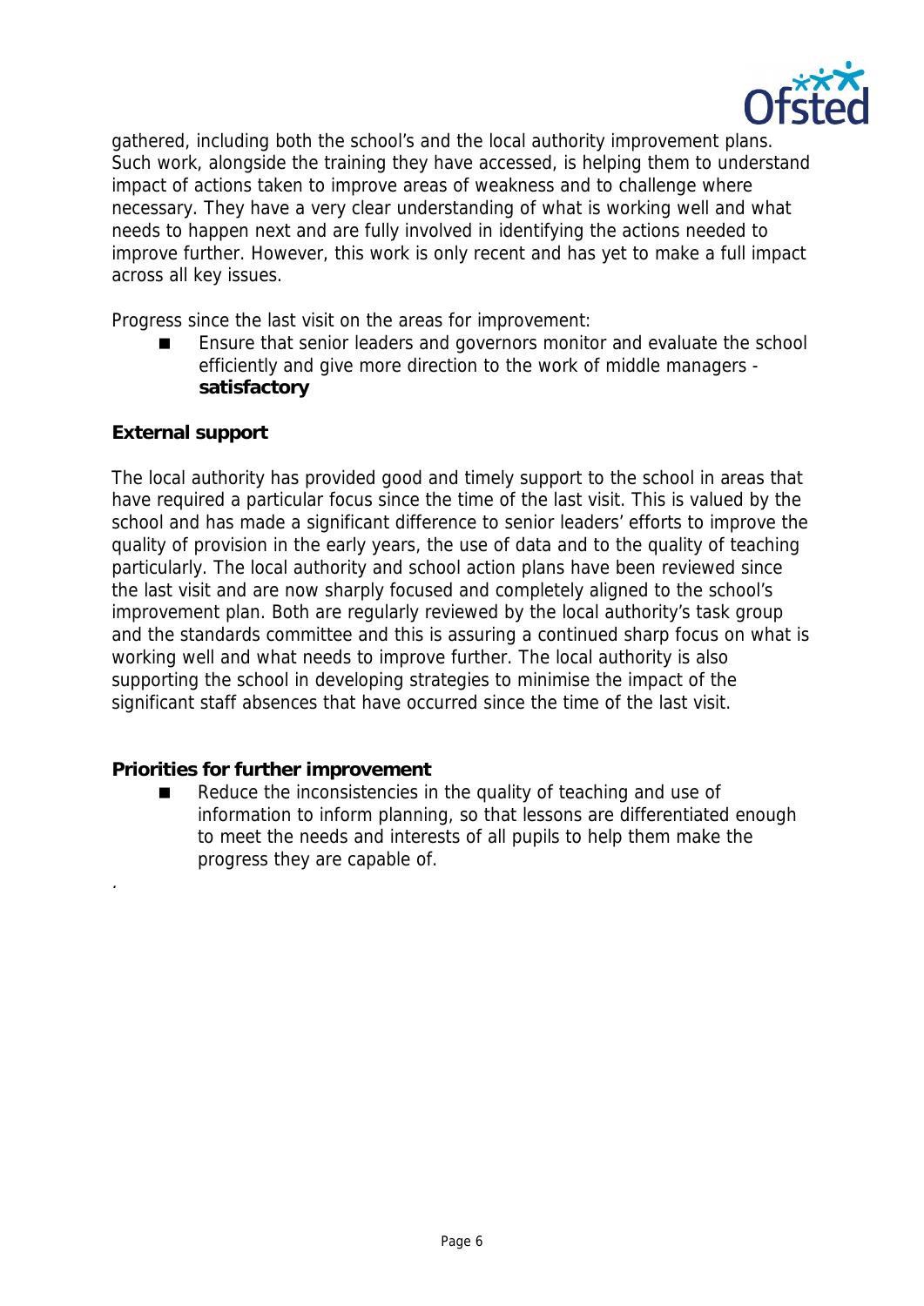gathered, including both the school's and the local authority improvement plans. Such work, alongside the training they have accessed, is helping them to understand impact of actions taken to improve areas of weakness and to challenge where necessary. They have a very clear understanding of what is working well and what needs to happen next and are fully involved in identifying the actions needed to improve further. However, this work is only recent and has yet to make a full impact across all key issues.

Progress since the last visit on the areas for improvement:

- Ensure that senior leaders and governors monitor and evaluate the school efficiently and give more direction to the work of middle managers - **satisfactory**

### External support

The local authority has provided good and timely support to the school in areas that have required a particular focus since the time of the last visit. This is valued by the school and has made a significant difference to senior leaders' efforts to improve the quality of provision in the early years, the use of data and to the quality of teaching particularly. The local authority and school action plans have been reviewed since the last visit and are now sharply focused and completely aligned to the school's improvement plan. Both are regularly reviewed by the local authority's task group and the standards committee and this is assuring a continued sharp focus on what is working well and what needs to improve further. The local authority is also supporting the school in developing strategies to minimise the impact of the significant staff absences that have occurred since the time of the last visit.

### Priorities for further improvement

- Reduce the inconsistencies in the quality of teaching and use of information to inform planning, so that lessons are differentiated enough to meet the needs and interests of all pupils to help them make the progress they are capable of.